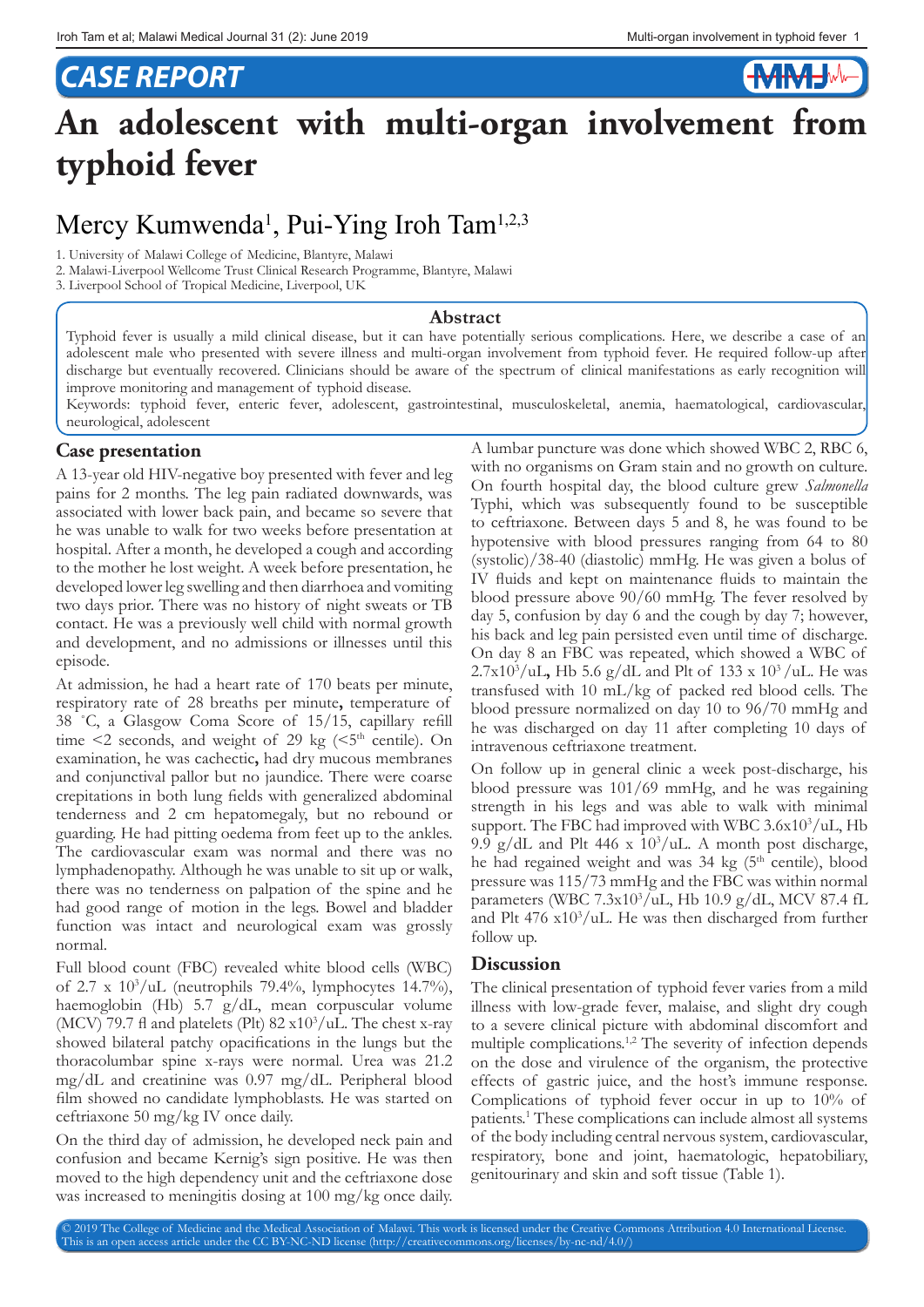CASE REPORT

# An adolescent with multi-organ involvement from typhoid fever

Mercy Kumwenda[1], Pui-Ying Iroh Tam[1,2,3]

1. University of Malawi College of Medicine, Blantyre, Malawi
2. Malawi-Liverpool Wellcome Trust Clinical Research Programme, Blantyre, Malawi
3. Liverpool School of Tropical Medicine, Liverpool, UK

## Abstract

Typhoid fever is usually a mild clinical disease, but it can have potentially serious complications. Here, we describe a case of an adolescent male who presented with severe illness and multi-organ involvement from typhoid fever. He required follow-up after discharge but eventually recovered. Clinicians should be aware of the spectrum of clinical manifestations as early recognition will improve monitoring and management of typhoid disease.

Keywords: typhoid fever, enteric fever, adolescent, gastrointestinal, musculoskeletal, anemia, haematological, cardiovascular, neurological, adolescent

## Case presentation

A 13-year old HIV-negative boy presented with fever and leg pains for 2 months. The leg pain radiated downwards, was associated with lower back pain, and became so severe that he was unable to walk for two weeks before presentation at hospital. After a month, he developed a cough and according to the mother he lost weight. A week before presentation, he developed lower leg swelling and then diarrhoea and vomiting two days prior. There was no history of night sweats or TB contact. He was a previously well child with normal growth and development, and no admissions or illnesses until this episode.

At admission, he had a heart rate of 170 beats per minute, respiratory rate of 28 breaths per minute**,** temperature of 38 °C, a Glasgow Coma Score of 15/15, capillary refill time <2 seconds, and weight of 29 kg (<5th centile). On examination, he was cachectic**,** had dry mucous membranes and conjunctival pallor but no jaundice. There were coarse crepitations in both lung fields with generalized abdominal tenderness and 2 cm hepatomegaly, but no rebound or guarding. He had pitting oedema from feet up to the ankles. The cardiovascular exam was normal and there was no lymphadenopathy. Although he was unable to sit up or walk, there was no tenderness on palpation of the spine and he had good range of motion in the legs. Bowel and bladder function was intact and neurological exam was grossly normal.

Full blood count (FBC) revealed white blood cells (WBC) of 2.7 x $10^3$/uL (neutrophils 79.4%, lymphocytes 14.7%), haemoglobin (Hb) 5.7 g/dL, mean corpuscular volume (MCV) 79.7 fl and platelets (Plt) 82 x$10^3$/uL. The chest x-ray showed bilateral patchy opacifications in the lungs but the thoracolumbar spine x-rays were normal. Urea was 21.2 mg/dL and creatinine was 0.97 mg/dL. Peripheral blood film showed no candidate lymphoblasts. He was started on ceftriaxone 50 mg/kg IV once daily.

On the third day of admission, he developed neck pain and confusion and became Kernig's sign positive. He was then moved to the high dependency unit and the ceftriaxone dose was increased to meningitis dosing at 100 mg/kg once daily. A lumbar puncture was done which showed WBC 2, RBC 6, with no organisms on Gram stain and no growth on culture. On fourth hospital day, the blood culture grew *Salmonella* Typhi, which was subsequently found to be susceptible to ceftriaxone. Between days 5 and 8, he was found to be hypotensive with blood pressures ranging from 64 to 80 (systolic)/38-40 (diastolic) mmHg. He was given a bolus of IV fluids and kept on maintenance fluids to maintain the blood pressure above 90/60 mmHg. The fever resolved by day 5, confusion by day 6 and the cough by day 7; however, his back and leg pain persisted even until time of discharge. On day 8 an FBC was repeated, which showed a WBC of 2.7x$10^3$/uL**,** Hb 5.6 g/dL and Plt of 133 x $10^3$ /uL. He was transfused with 10 mL/kg of packed red blood cells. The blood pressure normalized on day 10 to 96/70 mmHg and he was discharged on day 11 after completing 10 days of intravenous ceftriaxone treatment.

On follow up in general clinic a week post-discharge, his blood pressure was 101/69 mmHg, and he was regaining strength in his legs and was able to walk with minimal support. The FBC had improved with WBC 3.6x$10^3$/uL, Hb 9.9 g/dL and Plt 446 x $10^3$/uL. A month post discharge, he had regained weight and was 34 kg (5th centile), blood pressure was 115/73 mmHg and the FBC was within normal parameters (WBC 7.3x$10^3$/uL, Hb 10.9 g/dL, MCV 87.4 fL and Plt 476 x$10^3$/uL. He was then discharged from further follow up.

## Discussion

The clinical presentation of typhoid fever varies from a mild illness with low-grade fever, malaise, and slight dry cough to a severe clinical picture with abdominal discomfort and multiple complications.[1,2] The severity of infection depends on the dose and virulence of the organism, the protective effects of gastric juice, and the host's immune response. Complications of typhoid fever occur in up to 10% of patients.[1] These complications can include almost all systems of the body including central nervous system, cardiovascular, respiratory, bone and joint, haematologic, hepatobiliary, genitourinary and skin and soft tissue (Table 1).

© 2019 The College of Medicine and the Medical Association of Malawi. This work is licensed under the Creative Commons Attribution 4.0 International License. This is an open access article under the CC BY-NC-ND license (http://creativecommons.org/licenses/by-nc-nd/4.0/)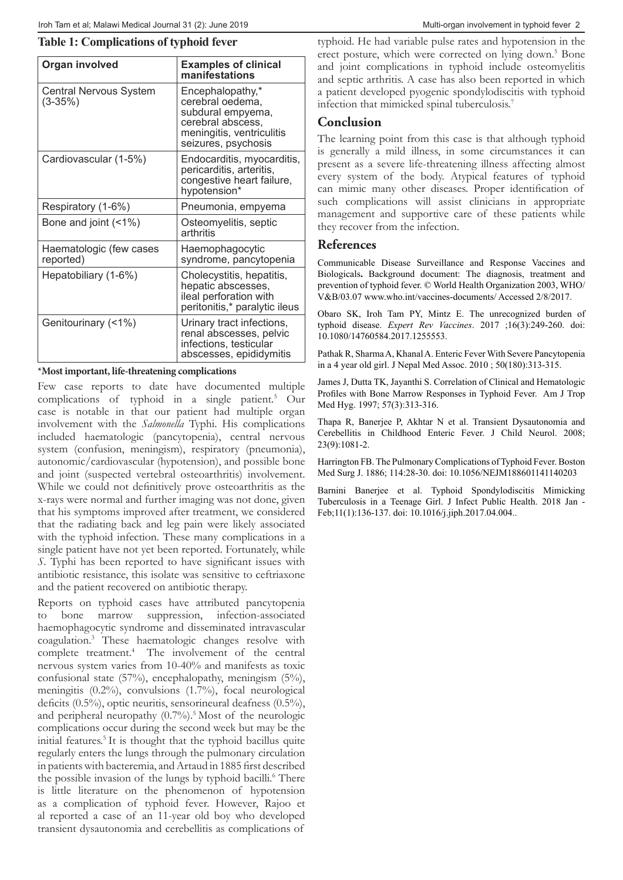### Table 1: Complications of typhoid fever

| Organ involved | Examples of clinical manifestations |
|---|---|
| Central Nervous System (3-35%) | Encephalopathy,* cerebral oedema, subdural empyema, cerebral abscess, meningitis, ventriculitis seizures, psychosis |
| Cardiovascular (1-5%) | Endocarditis, myocarditis, pericarditis, arteritis, congestive heart failure, hypotension* |
| Respiratory (1-6%) | Pneumonia, empyema |
| Bone and joint (<1%) | Osteomyelitis, septic arthritis |
| Haematologic (few cases reported) | Haemophagocytic syndrome, pancytopenia |
| Hepatobiliary (1-6%) | Cholecystitis, hepatitis, hepatic abscesses, ileal perforation with peritonitis,* paralytic ileus |
| Genitourinary (<1%) | Urinary tract infections, renal abscesses, pelvic infections, testicular abscesses, epididymitis |

**\*Most important, life-threatening complications**

Few case reports to date have documented multiple complications of typhoid in a single patient.[5] Our case is notable in that our patient had multiple organ involvement with the *Salmonella* Typhi. His complications included haematologic (pancytopenia), central nervous system (confusion, meningism), respiratory (pneumonia), autonomic/cardiovascular (hypotension), and possible bone and joint (suspected vertebral osteoarthritis) involvement. While we could not definitively prove osteoarthritis as the x-rays were normal and further imaging was not done, given that his symptoms improved after treatment, we considered that the radiating back and leg pain were likely associated with the typhoid infection. These many complications in a single patient have not yet been reported. Fortunately, while *S*. Typhi has been reported to have significant issues with antibiotic resistance, this isolate was sensitive to ceftriaxone and the patient recovered on antibiotic therapy.

Reports on typhoid cases have attributed pancytopenia to bone marrow suppression, infection-associated haemophagocytic syndrome and disseminated intravascular coagulation.[3] These haematologic changes resolve with complete treatment.[4] The involvement of the central nervous system varies from 10-40% and manifests as toxic confusional state (57%), encephalopathy, meningism (5%), meningitis (0.2%), convulsions (1.7%), focal neurological deficits (0.5%), optic neuritis, sensorineural deafness (0.5%), and peripheral neuropathy (0.7%).[5] Most of the neurologic complications occur during the second week but may be the initial features.[5] It is thought that the typhoid bacillus quite regularly enters the lungs through the pulmonary circulation in patients with bacteremia, and Artaud in 1885 first described the possible invasion of the lungs by typhoid bacilli.[6] There is little literature on the phenomenon of hypotension as a complication of typhoid fever. However, Rajoo et al reported a case of an 11-year old boy who developed transient dysautonomia and cerebellitis as complications of typhoid. He had variable pulse rates and hypotension in the erect posture, which were corrected on lying down.[5] Bone and joint complications in typhoid include osteomyelitis and septic arthritis. A case has also been reported in which a patient developed pyogenic spondylodiscitis with typhoid infection that mimicked spinal tuberculosis.[7]

## Conclusion

The learning point from this case is that although typhoid is generally a mild illness, in some circumstances it can present as a severe life-threatening illness affecting almost every system of the body. Atypical features of typhoid can mimic many other diseases. Proper identification of such complications will assist clinicians in appropriate management and supportive care of these patients while they recover from the infection.

## References

Communicable Disease Surveillance and Response Vaccines and Biologicals. Background document: The diagnosis, treatment and prevention of typhoid fever. © World Health Organization 2003, WHO/V&B/03.07 www.who.int/vaccines-documents/ Accessed 2/8/2017.

Obaro SK, Iroh Tam PY, Mintz E. The unrecognized burden of typhoid disease. *Expert Rev Vaccines*. 2017 ;16(3):249-260. doi: 10.1080/14760584.2017.1255553.

Pathak R, Sharma A, Khanal A. Enteric Fever With Severe Pancytopenia in a 4 year old girl. J Nepal Med Assoc. 2010 ; 50(180):313-315.

James J, Dutta TK, Jayanthi S. Correlation of Clinical and Hematologic Profiles with Bone Marrow Responses in Typhoid Fever. Am J Trop Med Hyg. 1997; 57(3):313-316.

Thapa R, Banerjee P, Akhtar N et al. Transient Dysautonomia and Cerebellitis in Childhood Enteric Fever. J Child Neurol. 2008; 23(9):1081-2.

Harrington FB. The Pulmonary Complications of Typhoid Fever. Boston Med Surg J. 1886; 114:28-30. doi: 10.1056/NEJM188601141140203

Barnini Banerjee et al. Typhoid Spondylodiscitis Mimicking Tuberculosis in a Teenage Girl. J Infect Public Health. 2018 Jan - Feb;11(1):136-137. doi: 10.1016/j.jiph.2017.04.004..